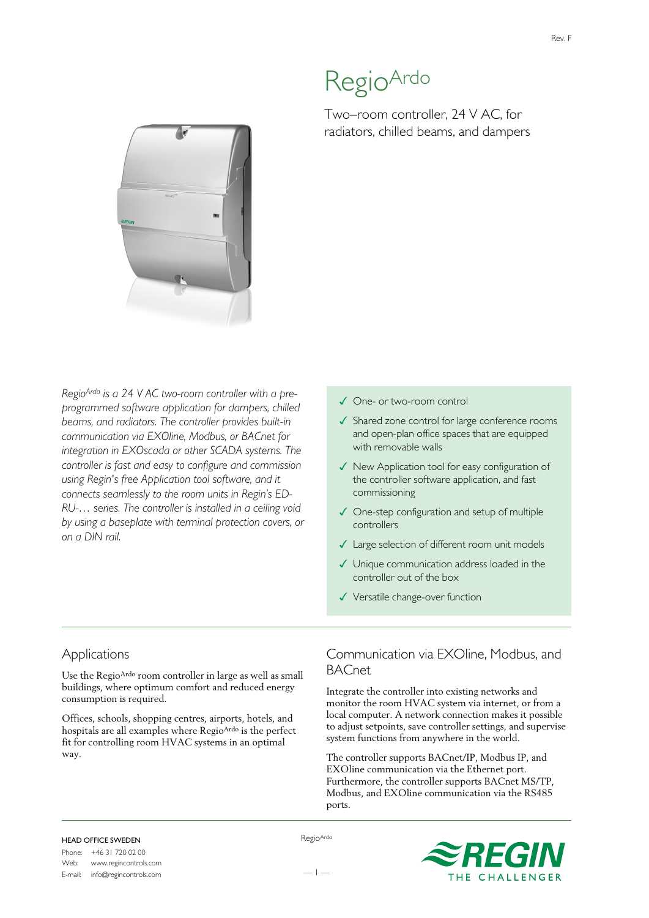Rev. F

# Regio$^{Ardo}$

Two–room controller, 24 V AC, for radiators, chilled beams, and dampers

*Regio$^{Ardo}$ is a 24 V AC two-room controller with a pre-programmed software application for dampers, chilled beams, and radiators. The controller provides built-in communication via EXOline, Modbus, or BACnet for integration in EXOscada or other SCADA systems. The controller is fast and easy to configure and commission using Regin's free Application tool software, and it connects seamlessly to the room units in Regin's ED-RU-… series. The controller is installed in a ceiling void by using a baseplate with terminal protection covers, or on a DIN rail.*

- ✓ One- or two-room control
- ✓ Shared zone control for large conference rooms and open-plan office spaces that are equipped with removable walls
- ✓ New Application tool for easy configuration of the controller software application, and fast commissioning
- ✓ One-step configuration and setup of multiple controllers
- ✓ Large selection of different room unit models
- ✓ Unique communication address loaded in the controller out of the box
- ✓ Versatile change-over function

## Applications

Use the Regio$^{Ardo}$ room controller in large as well as small buildings, where optimum comfort and reduced energy consumption is required.

Offices, schools, shopping centres, airports, hotels, and hospitals are all examples where Regio$^{Ardo}$ is the perfect fit for controlling room HVAC systems in an optimal way.

## Communication via EXOline, Modbus, and BACnet

Integrate the controller into existing networks and monitor the room HVAC system via internet, or from a local computer. A network connection makes it possible to adjust setpoints, save controller settings, and supervise system functions from anywhere in the world.

The controller supports BACnet/IP, Modbus IP, and EXOline communication via the Ethernet port. Furthermore, the controller supports BACnet MS/TP, Modbus, and EXOline communication via the RS485 ports.

HEAD OFFICE SWEDEN
Phone: +46 31 720 02 00
Web: www.regincontrols.com
E-mail: info@regincontrols.com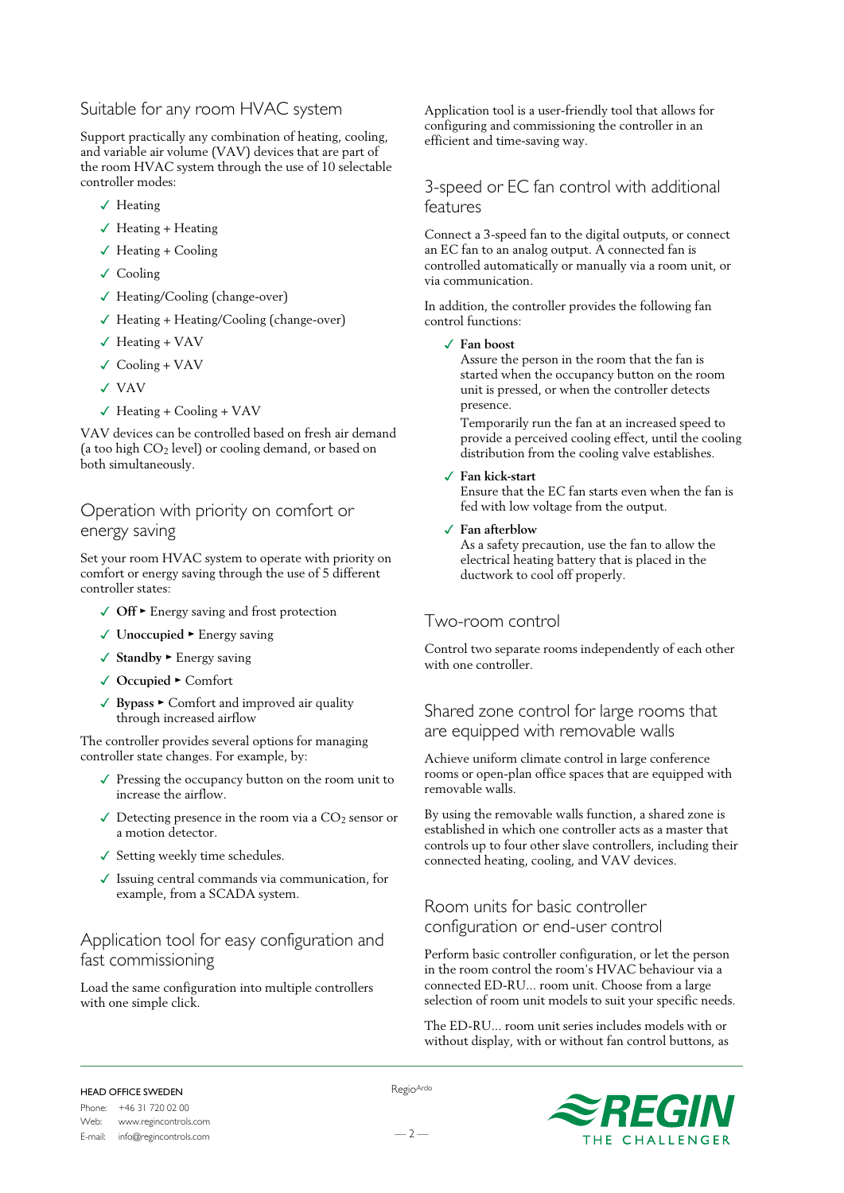## Suitable for any room HVAC system

Support practically any combination of heating, cooling, and variable air volume (VAV) devices that are part of the room HVAC system through the use of 10 selectable controller modes:

- ✓ Heating
- ✓ Heating + Heating
- ✓ Heating + Cooling
- ✓ Cooling
- ✓ Heating/Cooling (change-over)
- ✓ Heating + Heating/Cooling (change-over)
- ✓ Heating + VAV
- ✓ Cooling + VAV
- ✓ VAV
- ✓ Heating + Cooling + VAV

VAV devices can be controlled based on fresh air demand (a too high $CO_2$ level) or cooling demand, or based on both simultaneously.

## Operation with priority on comfort or energy saving

Set your room HVAC system to operate with priority on comfort or energy saving through the use of 5 different controller states:

- ✓ **Off** ▸ Energy saving and frost protection
- ✓ **Unoccupied** ▸ Energy saving
- ✓ **Standby** ▸ Energy saving
- ✓ **Occupied** ▸ Comfort
- ✓ **Bypass** ▸ Comfort and improved air quality through increased airflow

The controller provides several options for managing controller state changes. For example, by:

- ✓ Pressing the occupancy button on the room unit to increase the airflow.
- ✓ Detecting presence in the room via a $CO_2$ sensor or a motion detector.
- ✓ Setting weekly time schedules.
- ✓ Issuing central commands via communication, for example, from a SCADA system.

## Application tool for easy configuration and fast commissioning

Load the same configuration into multiple controllers with one simple click.

Application tool is a user-friendly tool that allows for configuring and commissioning the controller in an efficient and time-saving way.

## 3-speed or EC fan control with additional features

Connect a 3-speed fan to the digital outputs, or connect an EC fan to an analog output. A connected fan is controlled automatically or manually via a room unit, or via communication.

In addition, the controller provides the following fan control functions:

- ✓ **Fan boost**
  Assure the person in the room that the fan is started when the occupancy button on the room unit is pressed, or when the controller detects presence.
  Temporarily run the fan at an increased speed to provide a perceived cooling effect, until the cooling distribution from the cooling valve establishes.
- ✓ **Fan kick-start**
  Ensure that the EC fan starts even when the fan is fed with low voltage from the output.
- ✓ **Fan afterblow**
  As a safety precaution, use the fan to allow the electrical heating battery that is placed in the ductwork to cool off properly.

## Two-room control

Control two separate rooms independently of each other with one controller.

## Shared zone control for large rooms that are equipped with removable walls

Achieve uniform climate control in large conference rooms or open-plan office spaces that are equipped with removable walls.

By using the removable walls function, a shared zone is established in which one controller acts as a master that controls up to four other slave controllers, including their connected heating, cooling, and VAV devices.

## Room units for basic controller configuration or end-user control

Perform basic controller configuration, or let the person in the room control the room's HVAC behaviour via a connected ED-RU... room unit. Choose from a large selection of room unit models to suit your specific needs.

The ED-RU... room unit series includes models with or without display, with or without fan control buttons, as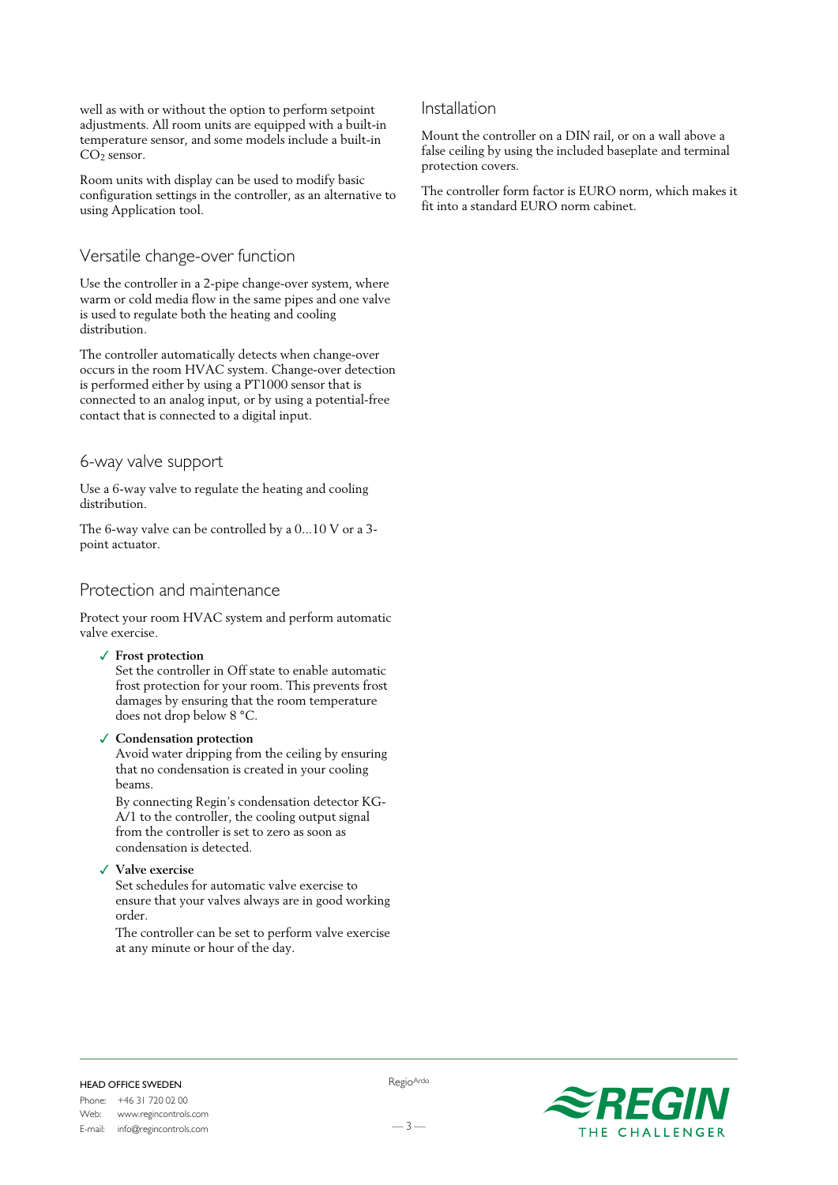well as with or without the option to perform setpoint adjustments. All room units are equipped with a built-in temperature sensor, and some models include a built-in $CO_2$ sensor.

Room units with display can be used to modify basic configuration settings in the controller, as an alternative to using Application tool.

## Versatile change-over function

Use the controller in a 2-pipe change-over system, where warm or cold media flow in the same pipes and one valve is used to regulate both the heating and cooling distribution.

The controller automatically detects when change-over occurs in the room HVAC system. Change-over detection is performed either by using a PT1000 sensor that is connected to an analog input, or by using a potential-free contact that is connected to a digital input.

## 6-way valve support

Use a 6-way valve to regulate the heating and cooling distribution.

The 6-way valve can be controlled by a 0...10 V or a 3-point actuator.

## Protection and maintenance

Protect your room HVAC system and perform automatic valve exercise.

- ✓ **Frost protection**
  Set the controller in Off state to enable automatic frost protection for your room. This prevents frost damages by ensuring that the room temperature does not drop below 8 °C.
- ✓ **Condensation protection**
  Avoid water dripping from the ceiling by ensuring that no condensation is created in your cooling beams.

  By connecting Regin's condensation detector KG-A/1 to the controller, the cooling output signal from the controller is set to zero as soon as condensation is detected.
- ✓ **Valve exercise**
  Set schedules for automatic valve exercise to ensure that your valves always are in good working order.

  The controller can be set to perform valve exercise at any minute or hour of the day.

## Installation

Mount the controller on a DIN rail, or on a wall above a false ceiling by using the included baseplate and terminal protection covers.

The controller form factor is EURO norm, which makes it fit into a standard EURO norm cabinet.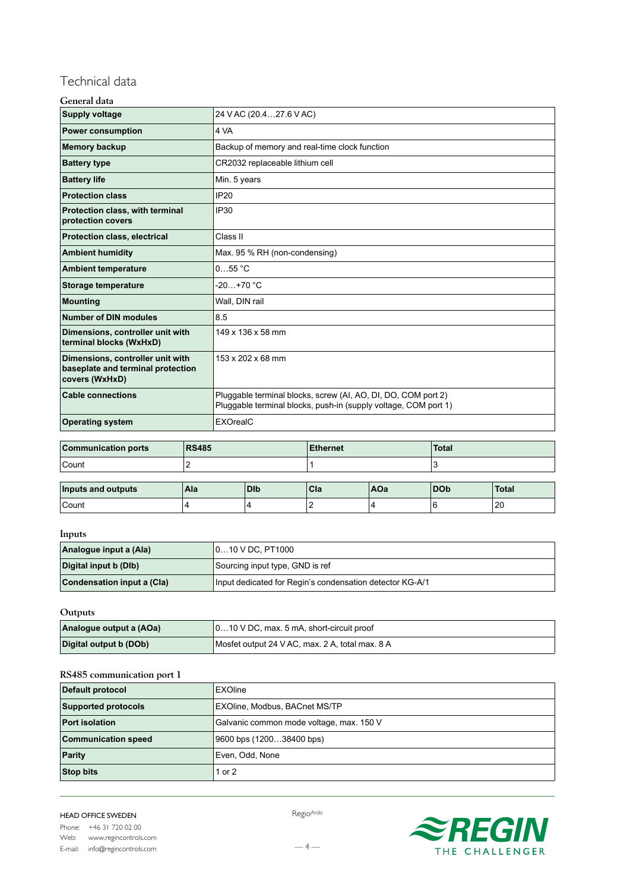# Technical data

### General data

| Supply voltage | 24 V AC (20.4…27.6 V AC) |
|---|---|
| Power consumption | 4 VA |
| Memory backup | Backup of memory and real-time clock function |
| Battery type | CR2032 replaceable lithium cell |
| Battery life | Min. 5 years |
| Protection class | IP20 |
| Protection class, with terminal protection covers | IP30 |
| Protection class, electrical | Class II |
| Ambient humidity | Max. 95 % RH (non-condensing) |
| Ambient temperature | 0…55 °C |
| Storage temperature | -20…+70 °C |
| Mounting | Wall, DIN rail |
| Number of DIN modules | 8.5 |
| Dimensions, controller unit with terminal blocks (WxHxD) | 149 x 136 x 58 mm |
| Dimensions, controller unit with baseplate and terminal protection covers (WxHxD) | 153 x 202 x 68 mm |
| Cable connections | Pluggable terminal blocks, screw (AI, AO, DI, DO, COM port 2)<br>Pluggable terminal blocks, push-in (supply voltage, COM port 1) |
| Operating system | EXOrealC |

| Communication ports | RS485 | Ethernet | Total |
|---|---|---|---|
| Count | 2 | 1 | 3 |

| Inputs and outputs | AIa | DIb | CIa | AOa | DOb | Total |
|---|---|---|---|---|---|---|
| Count | 4 | 4 | 2 | 4 | 6 | 20 |

### Inputs

| Analogue input a (AIa) | 0…10 V DC, PT1000 |
|---|---|
| Digital input b (DIb) | Sourcing input type, GND is ref |
| Condensation input a (CIa) | Input dedicated for Regin's condensation detector KG-A/1 |

### Outputs

| Analogue output a (AOa) | 0…10 V DC, max. 5 mA, short-circuit proof |
|---|---|
| Digital output b (DOb) | Mosfet output 24 V AC, max. 2 A, total max. 8 A |

### RS485 communication port 1

| Default protocol | EXOline |
|---|---|
| Supported protocols | EXOline, Modbus, BACnet MS/TP |
| Port isolation | Galvanic common mode voltage, max. 150 V |
| Communication speed | 9600 bps (1200…38400 bps) |
| Parity | Even, Odd, None |
| Stop bits | 1 or 2 |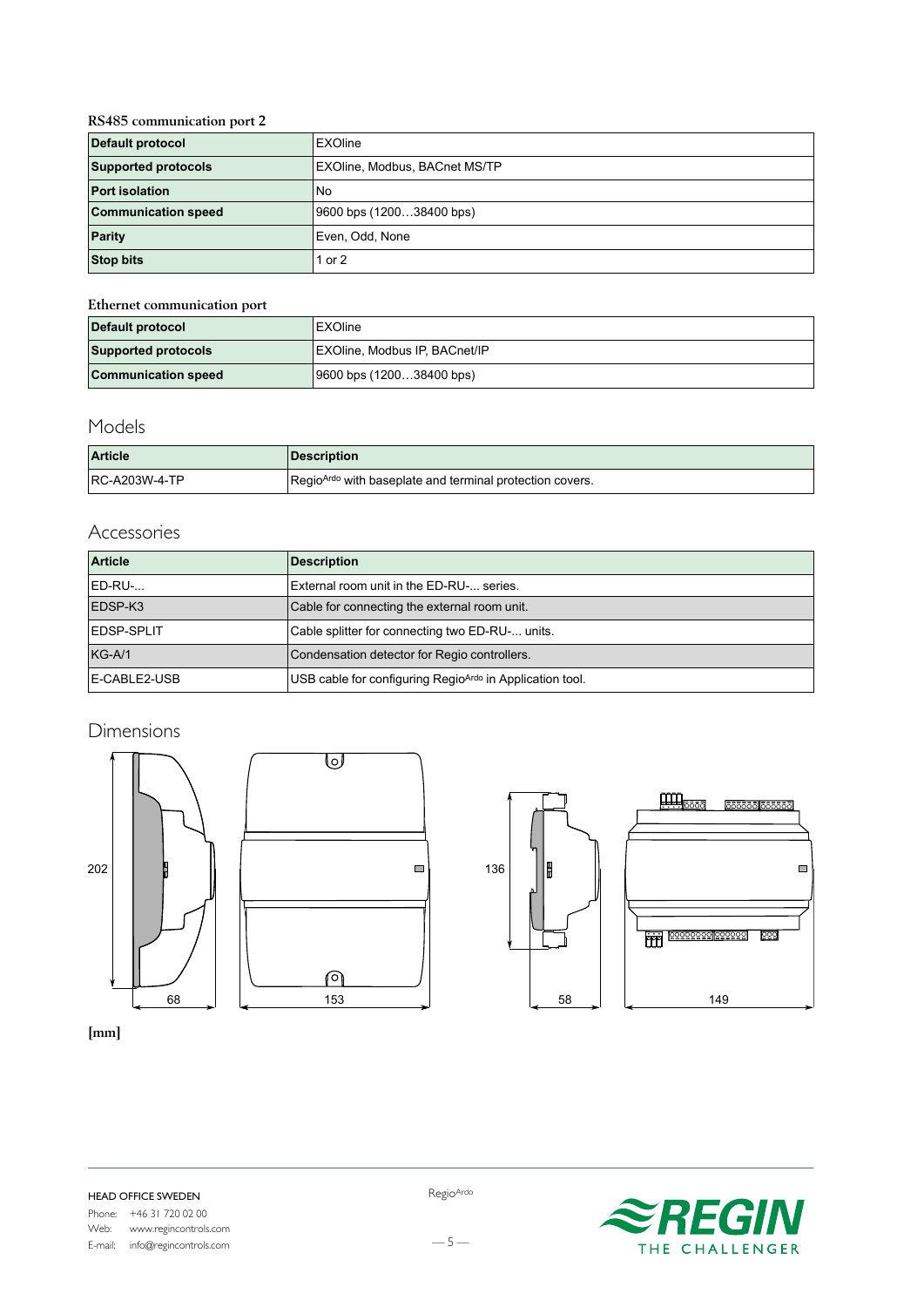### RS485 communication port 2

| | |
|---|---|
| **Default protocol** | EXOline |
| **Supported protocols** | EXOline, Modbus, BACnet MS/TP |
| **Port isolation** | No |
| **Communication speed** | 9600 bps (1200…38400 bps) |
| **Parity** | Even, Odd, None |
| **Stop bits** | 1 or 2 |

### Ethernet communication port

| | |
|---|---|
| **Default protocol** | EXOline |
| **Supported protocols** | EXOline, Modbus IP, BACnet/IP |
| **Communication speed** | 9600 bps (1200…38400 bps) |

## Models

| Article | Description |
|---|---|
| RC-A203W-4-TP | RegioArdo with baseplate and terminal protection covers. |

## Accessories

| Article | Description |
|---|---|
| ED-RU-... | External room unit in the ED-RU-... series. |
| EDSP-K3 | Cable for connecting the external room unit. |
| EDSP-SPLIT | Cable splitter for connecting two ED-RU-... units. |
| KG-A/1 | Condensation detector for Regio controllers. |
| E-CABLE2-USB | USB cable for configuring RegioArdo in Application tool. |

## Dimensions

202 68 153 136 58 149

**[mm]**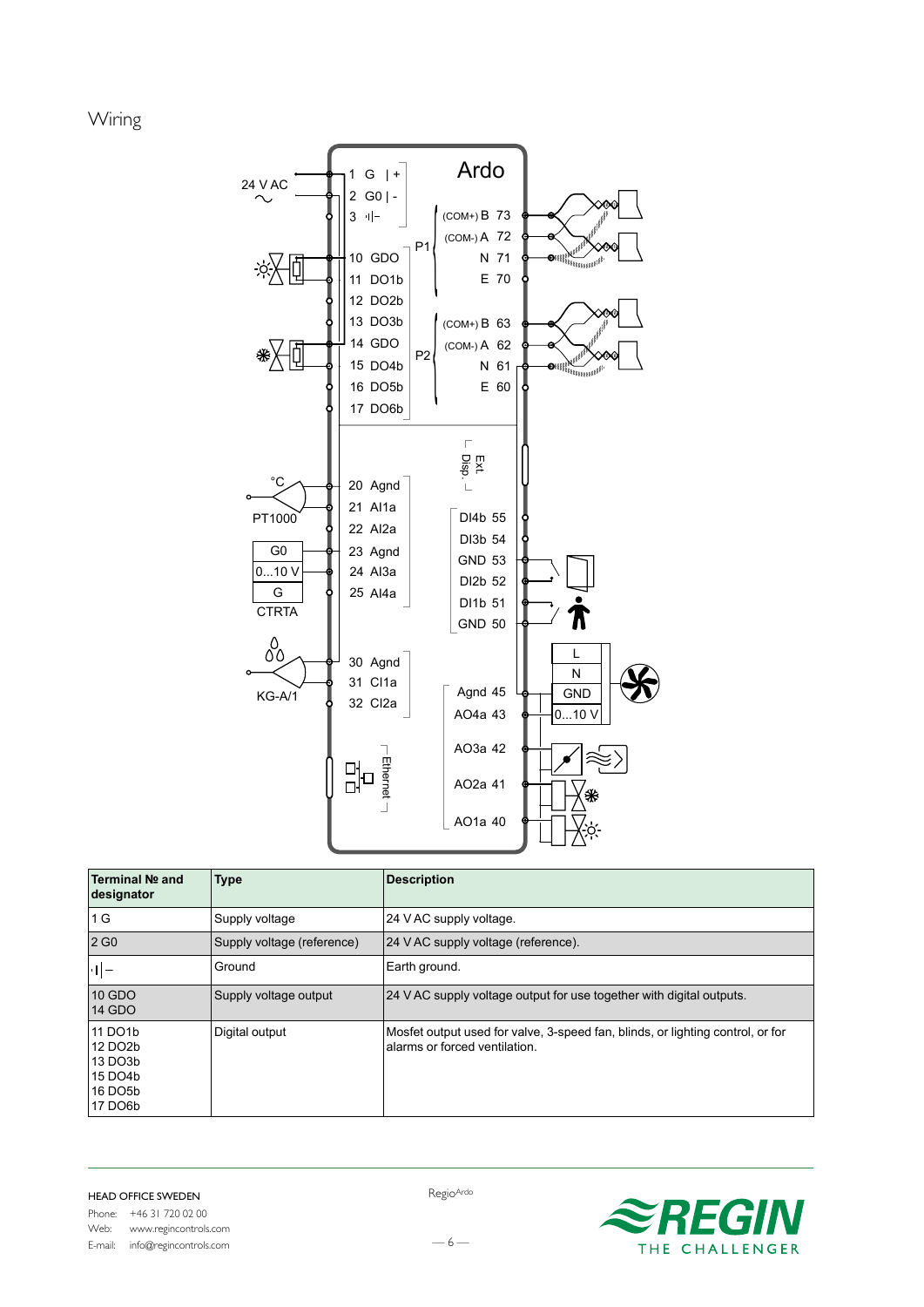# Wiring

| Terminal № and designator | Type | Description |
|---|---|---|
| 1 G | Supply voltage | 24 V AC supply voltage. |
| 2 G0 | Supply voltage (reference) | 24 V AC supply voltage (reference). |
| ⊥ | Ground | Earth ground. |
| 10 GDO<br>14 GDO | Supply voltage output | 24 V AC supply voltage output for use together with digital outputs. |
| 11 DO1b<br>12 DO2b<br>13 DO3b<br>15 DO4b<br>16 DO5b<br>17 DO6b | Digital output | Mosfet output used for valve, 3-speed fan, blinds, or lighting control, or for alarms or forced ventilation. |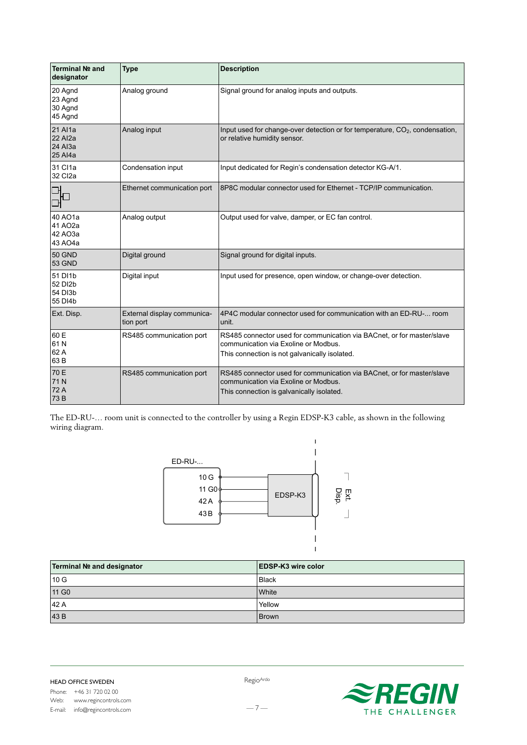| Terminal № and designator | Type | Description |
| --- | --- | --- |
| 20 Agnd<br>23 Agnd<br>30 Agnd<br>45 Agnd | Analog ground | Signal ground for analog inputs and outputs. |
| 21 AI1a<br>22 AI2a<br>24 AI3a<br>25 AI4a | Analog input | Input used for change-over detection or for temperature, $CO_2$, condensation, or relative humidity sensor. |
| 31 CI1a<br>32 CI2a | Condensation input | Input dedicated for Regin's condensation detector KG-A/1. |
| (Ethernet symbol) | Ethernet communication port | 8P8C modular connector used for Ethernet - TCP/IP communication. |
| 40 AO1a<br>41 AO2a<br>42 AO3a<br>43 AO4a | Analog output | Output used for valve, damper, or EC fan control. |
| 50 GND<br>53 GND | Digital ground | Signal ground for digital inputs. |
| 51 DI1b<br>52 DI2b<br>54 DI3b<br>55 DI4b | Digital input | Input used for presence, open window, or change-over detection. |
| Ext. Disp. | External display communication port | 4P4C modular connector used for communication with an ED-RU-... room unit. |
| 60 E<br>61 N<br>62 A<br>63 B | RS485 communication port | RS485 connector used for communication via BACnet, or for master/slave communication via Exoline or Modbus.<br>This connection is not galvanically isolated. |
| 70 E<br>71 N<br>72 A<br>73 B | RS485 communication port | RS485 connector used for communication via BACnet, or for master/slave communication via Exoline or Modbus.<br>This connection is galvanically isolated. |

The ED-RU-... room unit is connected to the controller by using a Regin EDSP-K3 cable, as shown in the following wiring diagram.

ED-RU-...
10 G
11 G0
42 A
43 B
EDSP-K3
Ext. Disp.

| Terminal № and designator | EDSP-K3 wire color |
| --- | --- |
| 10 G | Black |
| 11 G0 | White |
| 42 A | Yellow |
| 43 B | Brown |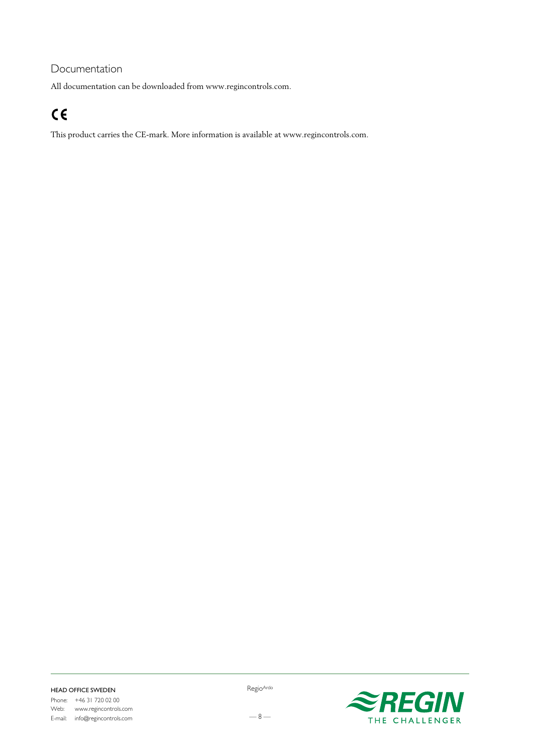## Documentation

All documentation can be downloaded from www.regincontrols.com.

CE

This product carries the CE-mark. More information is available at www.regincontrols.com.